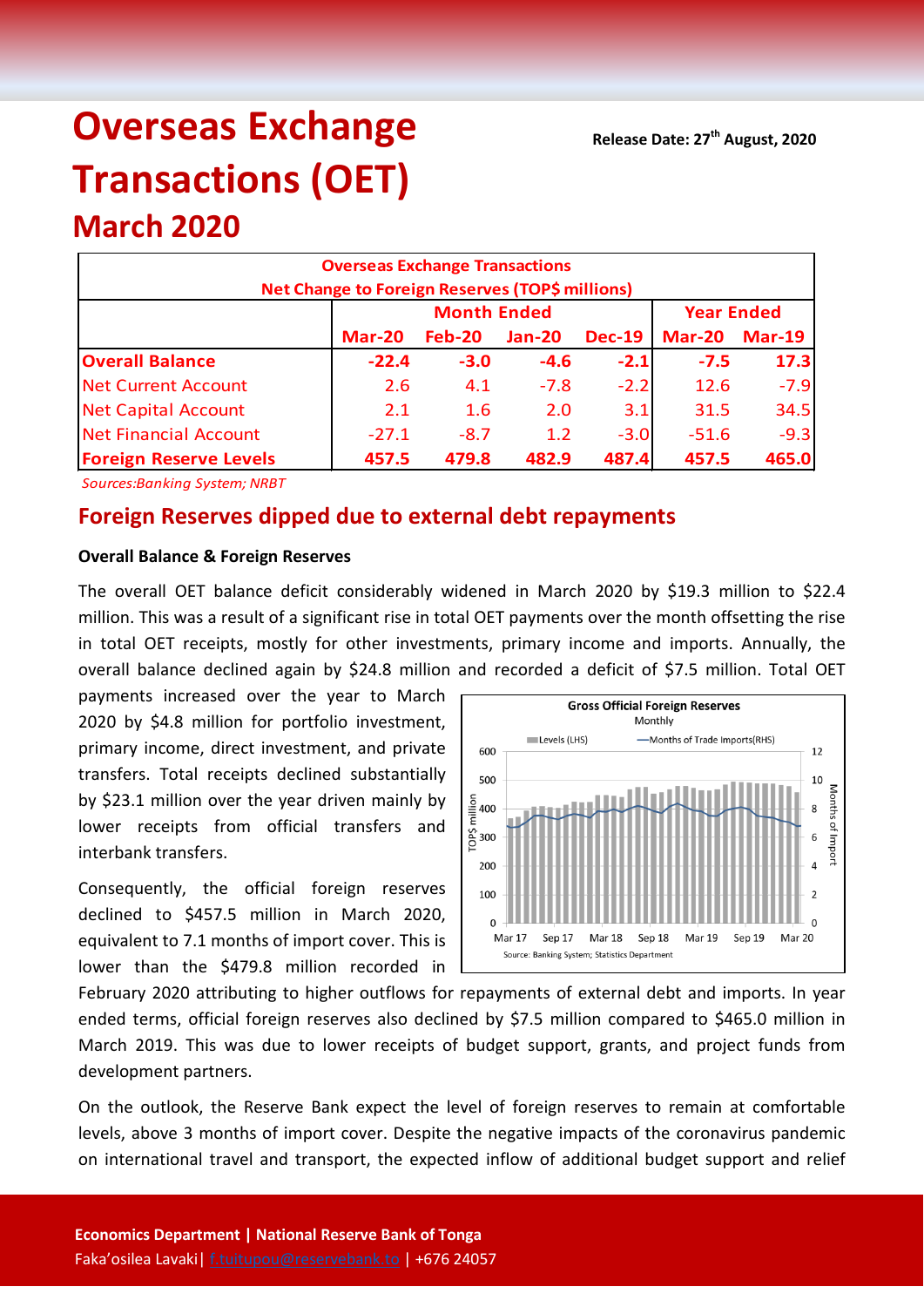# Overseas Exchange Transactions (OET)

## March 2020

**Release Date: 27th August, 2020**

| Overseas Exchange Transactions<br>Net Change to Foreign Reserves (TOP$ millions) | | | | | | |
|---|---|---|---|---|---|---|
| | Month Ended | | | | Year Ended | |
| | Mar-20 | Feb-20 | Jan-20 | Dec-19 | Mar-20 | Mar-19 |
| **Overall Balance** | **-22.4** | **-3.0** | **-4.6** | **-2.1** | **-7.5** | **17.3** |
| Net Current Account | 2.6 | 4.1 | -7.8 | -2.2 | 12.6 | -7.9 |
| Net Capital Account | 2.1 | 1.6 | 2.0 | 3.1 | 31.5 | 34.5 |
| Net Financial Account | -27.1 | -8.7 | 1.2 | -3.0 | -51.6 | -9.3 |
| **Foreign Reserve Levels** | **457.5** | **479.8** | **482.9** | **487.4** | **457.5** | **465.0** |

*Sources:Banking System; NRBT*

## Foreign Reserves dipped due to external debt repayments

### Overall Balance & Foreign Reserves

The overall OET balance deficit considerably widened in March 2020 by $19.3 million to $22.4 million. This was a result of a significant rise in total OET payments over the month offsetting the rise in total OET receipts, mostly for other investments, primary income and imports. Annually, the overall balance declined again by $24.8 million and recorded a deficit of $7.5 million. Total OET payments increased over the year to March 2020 by $4.8 million for portfolio investment, primary income, direct investment, and private transfers. Total receipts declined substantially by $23.1 million over the year driven mainly by lower receipts from official transfers and interbank transfers.

Consequently, the official foreign reserves declined to $457.5 million in March 2020, equivalent to 7.1 months of import cover. This is lower than the $479.8 million recorded in February 2020 attributing to higher outflows for repayments of external debt and imports. In year ended terms, official foreign reserves also declined by $7.5 million compared to $465.0 million in March 2019. This was due to lower receipts of budget support, grants, and project funds from development partners.

Gross Official Foreign Reserves
Monthly
Source: Banking System; Statistics Department

On the outlook, the Reserve Bank expect the level of foreign reserves to remain at comfortable levels, above 3 months of import cover. Despite the negative impacts of the coronavirus pandemic on international travel and transport, the expected inflow of additional budget support and relief

**Economics Department | National Reserve Bank of Tonga**
Faka'osilea Lavaki| f.tuitupou@reservebank.to | +676 24057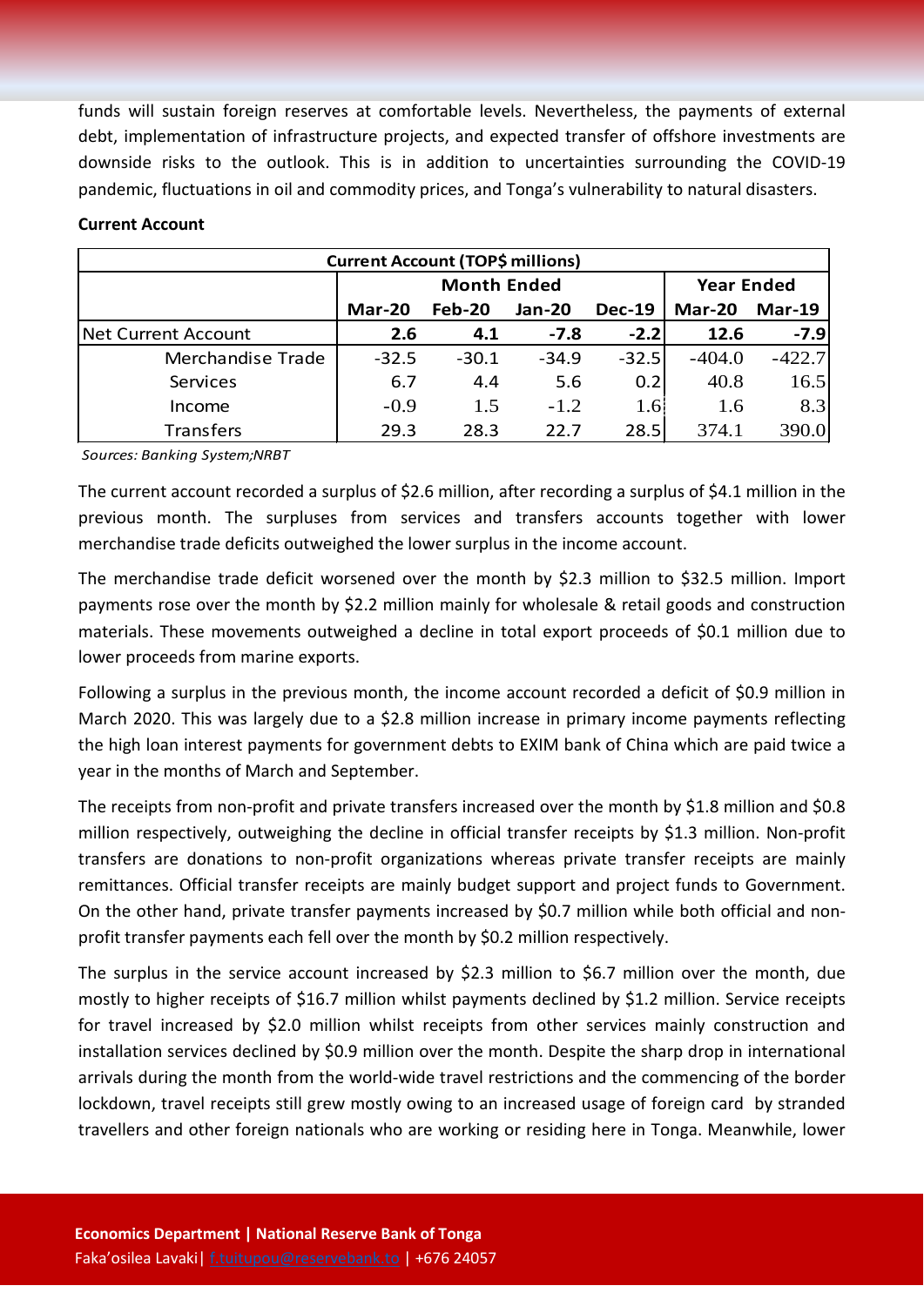funds will sustain foreign reserves at comfortable levels. Nevertheless, the payments of external debt, implementation of infrastructure projects, and expected transfer of offshore investments are downside risks to the outlook. This is in addition to uncertainties surrounding the COVID-19 pandemic, fluctuations in oil and commodity prices, and Tonga's vulnerability to natural disasters.

**Current Account**

| Current Account (TOP$ millions) | | | | | | |
|---|---|---|---|---|---|---|
| | Month Ended | | | | Year Ended | |
| | Mar-20 | Feb-20 | Jan-20 | Dec-19 | Mar-20 | Mar-19 |
| Net Current Account | **2.6** | **4.1** | **-7.8** | **-2.2** | **12.6** | **-7.9** |
| Merchandise Trade | -32.5 | -30.1 | -34.9 | -32.5 | -404.0 | -422.7 |
| Services | 6.7 | 4.4 | 5.6 | 0.2 | 40.8 | 16.5 |
| Income | -0.9 | 1.5 | -1.2 | 1.6 | 1.6 | 8.3 |
| Transfers | 29.3 | 28.3 | 22.7 | 28.5 | 374.1 | 390.0 |

*Sources: Banking System;NRBT*

The current account recorded a surplus of $2.6 million, after recording a surplus of $4.1 million in the previous month. The surpluses from services and transfers accounts together with lower merchandise trade deficits outweighed the lower surplus in the income account.

The merchandise trade deficit worsened over the month by $2.3 million to $32.5 million. Import payments rose over the month by $2.2 million mainly for wholesale & retail goods and construction materials. These movements outweighed a decline in total export proceeds of $0.1 million due to lower proceeds from marine exports.

Following a surplus in the previous month, the income account recorded a deficit of $0.9 million in March 2020. This was largely due to a $2.8 million increase in primary income payments reflecting the high loan interest payments for government debts to EXIM bank of China which are paid twice a year in the months of March and September.

The receipts from non-profit and private transfers increased over the month by $1.8 million and $0.8 million respectively, outweighing the decline in official transfer receipts by $1.3 million. Non-profit transfers are donations to non-profit organizations whereas private transfer receipts are mainly remittances. Official transfer receipts are mainly budget support and project funds to Government. On the other hand, private transfer payments increased by $0.7 million while both official and non-profit transfer payments each fell over the month by $0.2 million respectively.

The surplus in the service account increased by $2.3 million to $6.7 million over the month, due mostly to higher receipts of $16.7 million whilst payments declined by $1.2 million. Service receipts for travel increased by $2.0 million whilst receipts from other services mainly construction and installation services declined by $0.9 million over the month. Despite the sharp drop in international arrivals during the month from the world-wide travel restrictions and the commencing of the border lockdown, travel receipts still grew mostly owing to an increased usage of foreign card by stranded travellers and other foreign nationals who are working or residing here in Tonga. Meanwhile, lower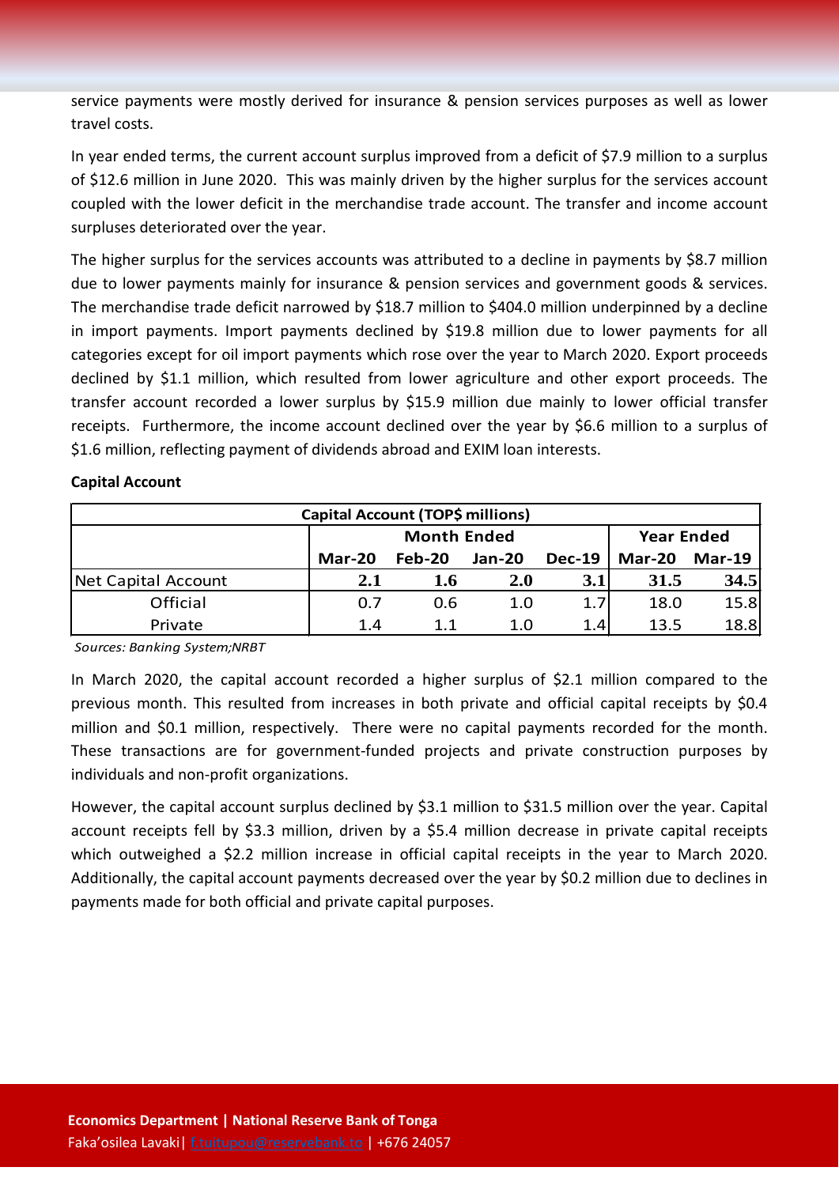service payments were mostly derived for insurance & pension services purposes as well as lower travel costs.

In year ended terms, the current account surplus improved from a deficit of $7.9 million to a surplus of $12.6 million in June 2020. This was mainly driven by the higher surplus for the services account coupled with the lower deficit in the merchandise trade account. The transfer and income account surpluses deteriorated over the year.

The higher surplus for the services accounts was attributed to a decline in payments by $8.7 million due to lower payments mainly for insurance & pension services and government goods & services. The merchandise trade deficit narrowed by $18.7 million to $404.0 million underpinned by a decline in import payments. Import payments declined by $19.8 million due to lower payments for all categories except for oil import payments which rose over the year to March 2020. Export proceeds declined by $1.1 million, which resulted from lower agriculture and other export proceeds. The transfer account recorded a lower surplus by $15.9 million due mainly to lower official transfer receipts. Furthermore, the income account declined over the year by $6.6 million to a surplus of $1.6 million, reflecting payment of dividends abroad and EXIM loan interests.

**Capital Account**

| Capital Account (TOP$ millions) | | | | | | |
|---|---|---|---|---|---|---|
| | Month Ended | | | | Year Ended | |
| | Mar-20 | Feb-20 | Jan-20 | Dec-19 | Mar-20 | Mar-19 |
| Net Capital Account | **2.1** | **1.6** | **2.0** | **3.1** | **31.5** | **34.5** |
| Official | 0.7 | 0.6 | 1.0 | 1.7 | 18.0 | 15.8 |
| Private | 1.4 | 1.1 | 1.0 | 1.4 | 13.5 | 18.8 |

*Sources: Banking System;NRBT*

In March 2020, the capital account recorded a higher surplus of $2.1 million compared to the previous month. This resulted from increases in both private and official capital receipts by $0.4 million and $0.1 million, respectively. There were no capital payments recorded for the month. These transactions are for government-funded projects and private construction purposes by individuals and non-profit organizations.

However, the capital account surplus declined by $3.1 million to $31.5 million over the year. Capital account receipts fell by $3.3 million, driven by a $5.4 million decrease in private capital receipts which outweighed a $2.2 million increase in official capital receipts in the year to March 2020. Additionally, the capital account payments decreased over the year by $0.2 million due to declines in payments made for both official and private capital purposes.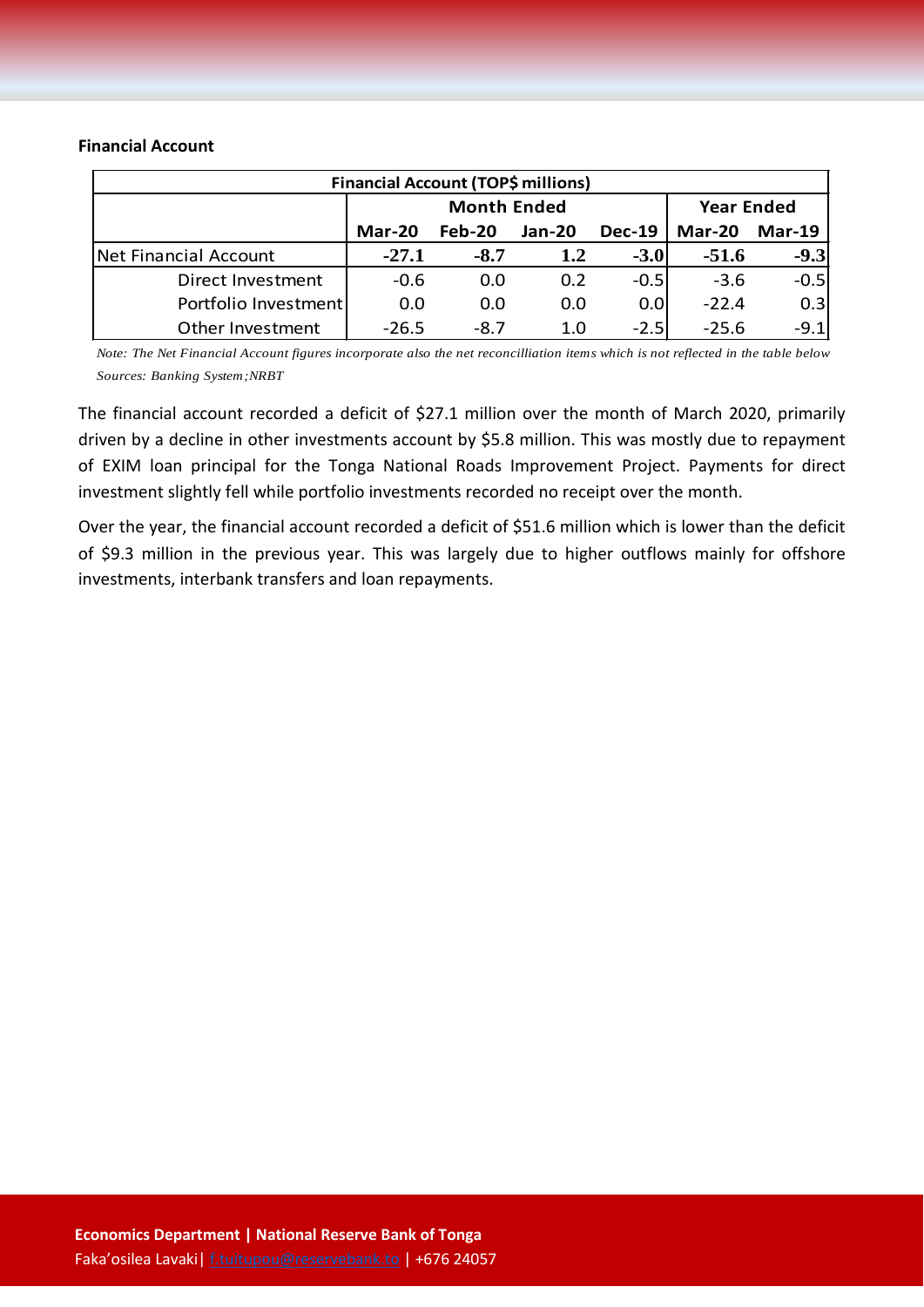**Financial Account**

| Financial Account (TOP$ millions) | | | | | | |
|---|---|---|---|---|---|---|
| | Month Ended | | | | Year Ended | |
| | Mar-20 | Feb-20 | Jan-20 | Dec-19 | Mar-20 | Mar-19 |
| Net Financial Account | **-27.1** | **-8.7** | **1.2** | **-3.0** | **-51.6** | **-9.3** |
| Direct Investment | -0.6 | 0.0 | 0.2 | -0.5 | -3.6 | -0.5 |
| Portfolio Investment | 0.0 | 0.0 | 0.0 | 0.0 | -22.4 | 0.3 |
| Other Investment | -26.5 | -8.7 | 1.0 | -2.5 | -25.6 | -9.1 |

*Note: The Net Financial Account figures incorporate also the net reconcilliation items which is not reflected in the table below*
*Sources: Banking System;NRBT*

The financial account recorded a deficit of $27.1 million over the month of March 2020, primarily driven by a decline in other investments account by $5.8 million. This was mostly due to repayment of EXIM loan principal for the Tonga National Roads Improvement Project. Payments for direct investment slightly fell while portfolio investments recorded no receipt over the month.

Over the year, the financial account recorded a deficit of $51.6 million which is lower than the deficit of $9.3 million in the previous year. This was largely due to higher outflows mainly for offshore investments, interbank transfers and loan repayments.

**Economics Department | National Reserve Bank of Tonga**
Faka'osilea Lavaki| f.tuitupou@reservebank.to | +676 24057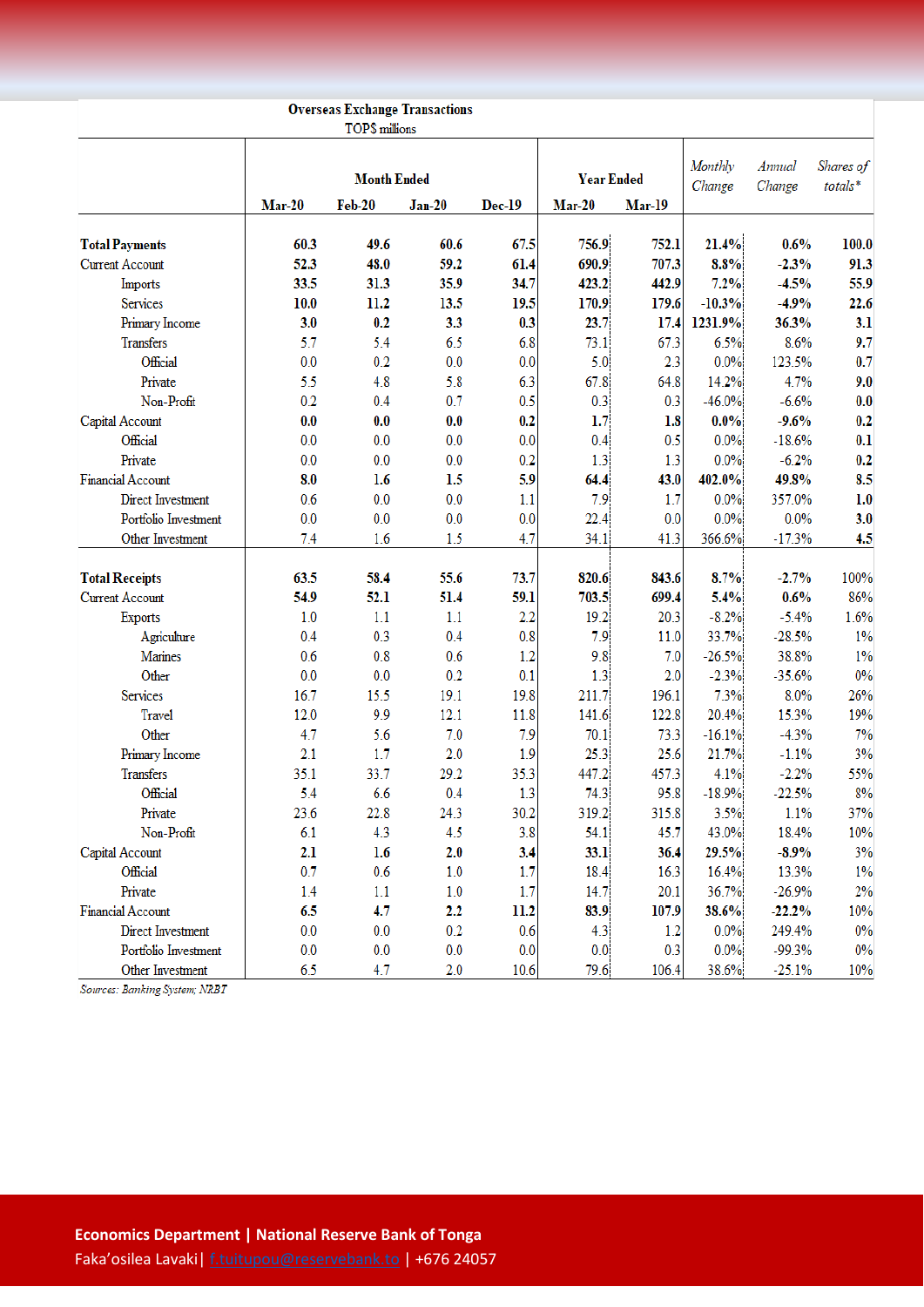**Overseas Exchange Transactions**
TOP$ millions

| | Month Ended | | | | Year Ended | | *Monthly Change* | *Annual Change* | *Shares of totals** |
|---|---|---|---|---|---|---|---|---|---|
| | **Mar-20** | **Feb-20** | **Jan-20** | **Dec-19** | **Mar-20** | **Mar-19** | | | |
| **Total Payments** | **60.3** | **49.6** | **60.6** | **67.5** | **756.9** | **752.1** | **21.4%** | **0.6%** | **100.0** |
| Current Account | **52.3** | **48.0** | **59.2** | **61.4** | **690.9** | **707.3** | **8.8%** | **-2.3%** | **91.3** |
| Imports | **33.5** | **31.3** | **35.9** | **34.7** | **423.2** | **442.9** | **7.2%** | **-4.5%** | **55.9** |
| Services | **10.0** | **11.2** | **13.5** | **19.5** | **170.9** | **179.6** | **-10.3%** | **-4.9%** | **22.6** |
| Primary Income | **3.0** | **0.2** | **3.3** | **0.3** | **23.7** | **17.4** | **1231.9%** | **36.3%** | **3.1** |
| Transfers | 5.7 | 5.4 | 6.5 | 6.8 | 73.1 | 67.3 | 6.5% | 8.6% | **9.7** |
| Official | 0.0 | 0.2 | 0.0 | 0.0 | 5.0 | 2.3 | 0.0% | 123.5% | **0.7** |
| Private | 5.5 | 4.8 | 5.8 | 6.3 | 67.8 | 64.8 | 14.2% | 4.7% | **9.0** |
| Non-Profit | 0.2 | 0.4 | 0.7 | 0.5 | 0.3 | 0.3 | -46.0% | -6.6% | **0.0** |
| Capital Account | **0.0** | **0.0** | **0.0** | **0.2** | **1.7** | **1.8** | **0.0%** | **-9.6%** | **0.2** |
| Official | 0.0 | 0.0 | 0.0 | 0.0 | 0.4 | 0.5 | 0.0% | -18.6% | **0.1** |
| Private | 0.0 | 0.0 | 0.0 | 0.2 | 1.3 | 1.3 | 0.0% | -6.2% | **0.2** |
| Financial Account | **8.0** | **1.6** | **1.5** | **5.9** | **64.4** | **43.0** | **402.0%** | **49.8%** | **8.5** |
| Direct Investment | 0.6 | 0.0 | 0.0 | 1.1 | 7.9 | 1.7 | 0.0% | 357.0% | **1.0** |
| Portfolio Investment | 0.0 | 0.0 | 0.0 | 0.0 | 22.4 | 0.0 | 0.0% | 0.0% | **3.0** |
| Other Investment | 7.4 | 1.6 | 1.5 | 4.7 | 34.1 | 41.3 | 366.6% | -17.3% | **4.5** |
| **Total Receipts** | **63.5** | **58.4** | **55.6** | **73.7** | **820.6** | **843.6** | **8.7%** | **-2.7%** | 100% |
| Current Account | **54.9** | **52.1** | **51.4** | **59.1** | **703.5** | **699.4** | **5.4%** | **0.6%** | 86% |
| Exports | 1.0 | 1.1 | 1.1 | 2.2 | 19.2 | 20.3 | -8.2% | -5.4% | 1.6% |
| Agriculture | 0.4 | 0.3 | 0.4 | 0.8 | 7.9 | 11.0 | 33.7% | -28.5% | 1% |
| Marines | 0.6 | 0.8 | 0.6 | 1.2 | 9.8 | 7.0 | -26.5% | 38.8% | 1% |
| Other | 0.0 | 0.0 | 0.2 | 0.1 | 1.3 | 2.0 | -2.3% | -35.6% | 0% |
| Services | 16.7 | 15.5 | 19.1 | 19.8 | 211.7 | 196.1 | 7.3% | 8.0% | 26% |
| Travel | 12.0 | 9.9 | 12.1 | 11.8 | 141.6 | 122.8 | 20.4% | 15.3% | 19% |
| Other | 4.7 | 5.6 | 7.0 | 7.9 | 70.1 | 73.3 | -16.1% | -4.3% | 7% |
| Primary Income | 2.1 | 1.7 | 2.0 | 1.9 | 25.3 | 25.6 | 21.7% | -1.1% | 3% |
| Transfers | 35.1 | 33.7 | 29.2 | 35.3 | 447.2 | 457.3 | 4.1% | -2.2% | 55% |
| Official | 5.4 | 6.6 | 0.4 | 1.3 | 74.3 | 95.8 | -18.9% | -22.5% | 8% |
| Private | 23.6 | 22.8 | 24.3 | 30.2 | 319.2 | 315.8 | 3.5% | 1.1% | 37% |
| Non-Profit | 6.1 | 4.3 | 4.5 | 3.8 | 54.1 | 45.7 | 43.0% | 18.4% | 10% |
| Capital Account | **2.1** | **1.6** | **2.0** | **3.4** | **33.1** | **36.4** | **29.5%** | **-8.9%** | 3% |
| Official | 0.7 | 0.6 | 1.0 | 1.7 | 18.4 | 16.3 | 16.4% | 13.3% | 1% |
| Private | 1.4 | 1.1 | 1.0 | 1.7 | 14.7 | 20.1 | 36.7% | -26.9% | 2% |
| Financial Account | **6.5** | **4.7** | **2.2** | **11.2** | **83.9** | **107.9** | **38.6%** | **-22.2%** | 10% |
| Direct Investment | 0.0 | 0.0 | 0.2 | 0.6 | 4.3 | 1.2 | 0.0% | 249.4% | 0% |
| Portfolio Investment | 0.0 | 0.0 | 0.0 | 0.0 | 0.0 | 0.3 | 0.0% | -99.3% | 0% |
| Other Investment | 6.5 | 4.7 | 2.0 | 10.6 | 79.6 | 106.4 | 38.6% | -25.1% | 10% |

*Sources: Banking System; NRBT*

**Economics Department | National Reserve Bank of Tonga**
Faka'osilea Lavaki | f.tuitupou@reservebank.to | +676 24057